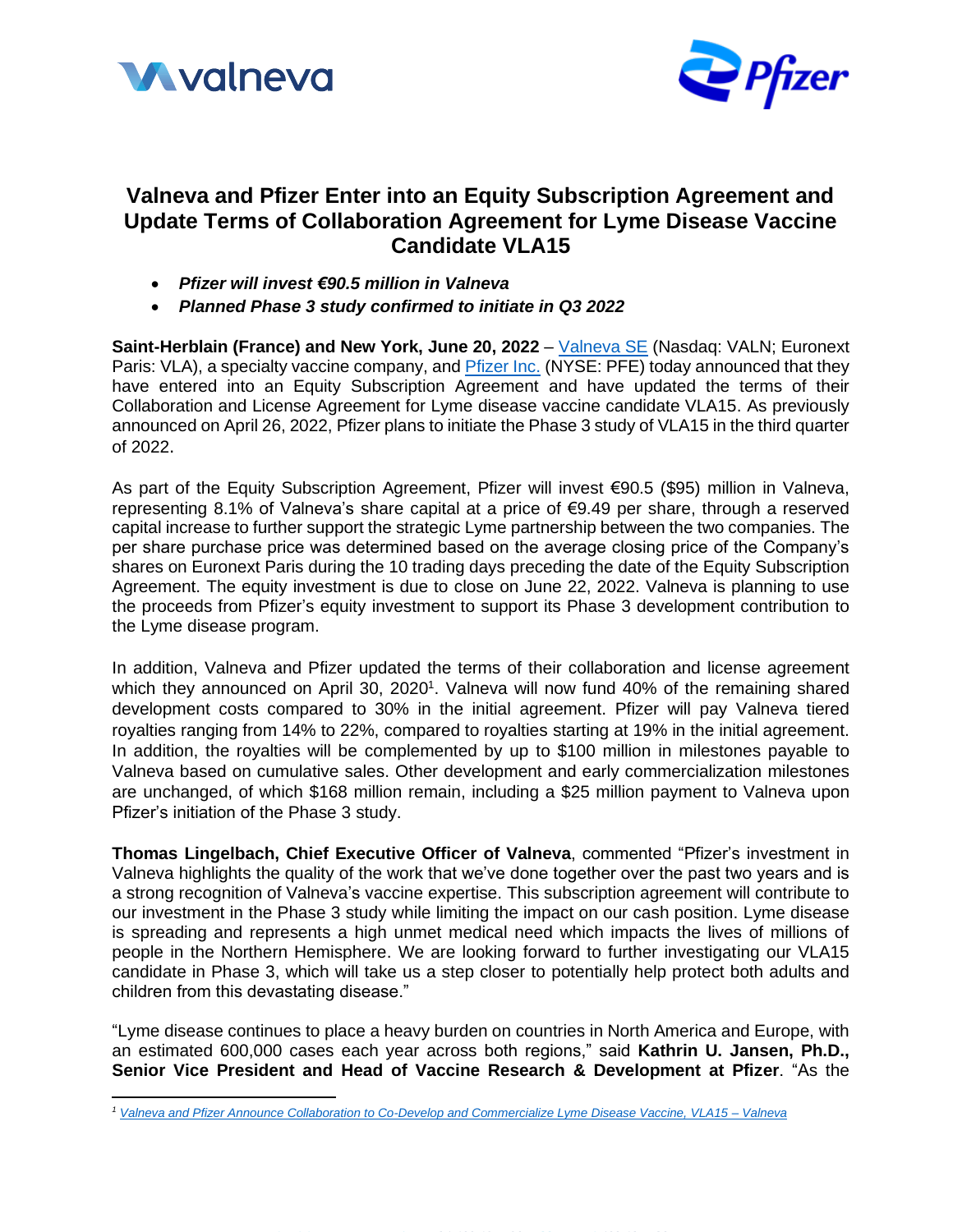# Valneva and Pfizer Enter into an Equity Subscription Agreement and Update Terms of Collaboration Agreement for Lyme Disease Vaccine Candidate VLA15

- ***Pfizer will invest €90.5 million in Valneva***
- ***Planned Phase 3 study confirmed to initiate in Q3 2022***

**Saint-Herblain (France) and New York, June 20, 2022** – Valneva SE (Nasdaq: VALN; Euronext Paris: VLA), a specialty vaccine company, and Pfizer Inc. (NYSE: PFE) today announced that they have entered into an Equity Subscription Agreement and have updated the terms of their Collaboration and License Agreement for Lyme disease vaccine candidate VLA15. As previously announced on April 26, 2022, Pfizer plans to initiate the Phase 3 study of VLA15 in the third quarter of 2022.

As part of the Equity Subscription Agreement, Pfizer will invest €90.5 ($95) million in Valneva, representing 8.1% of Valneva's share capital at a price of €9.49 per share, through a reserved capital increase to further support the strategic Lyme partnership between the two companies. The per share purchase price was determined based on the average closing price of the Company's shares on Euronext Paris during the 10 trading days preceding the date of the Equity Subscription Agreement. The equity investment is due to close on June 22, 2022. Valneva is planning to use the proceeds from Pfizer's equity investment to support its Phase 3 development contribution to the Lyme disease program.

In addition, Valneva and Pfizer updated the terms of their collaboration and license agreement which they announced on April 30, 2020[1]. Valneva will now fund 40% of the remaining shared development costs compared to 30% in the initial agreement. Pfizer will pay Valneva tiered royalties ranging from 14% to 22%, compared to royalties starting at 19% in the initial agreement. In addition, the royalties will be complemented by up to $100 million in milestones payable to Valneva based on cumulative sales. Other development and early commercialization milestones are unchanged, of which $168 million remain, including a $25 million payment to Valneva upon Pfizer's initiation of the Phase 3 study.

**Thomas Lingelbach, Chief Executive Officer of Valneva**, commented "Pfizer's investment in Valneva highlights the quality of the work that we've done together over the past two years and is a strong recognition of Valneva's vaccine expertise. This subscription agreement will contribute to our investment in the Phase 3 study while limiting the impact on our cash position. Lyme disease is spreading and represents a high unmet medical need which impacts the lives of millions of people in the Northern Hemisphere. We are looking forward to further investigating our VLA15 candidate in Phase 3, which will take us a step closer to potentially help protect both adults and children from this devastating disease."

"Lyme disease continues to place a heavy burden on countries in North America and Europe, with an estimated 600,000 cases each year across both regions," said **Kathrin U. Jansen, Ph.D., Senior Vice President and Head of Vaccine Research & Development at Pfizer**. "As the

---

[1] *Valneva and Pfizer Announce Collaboration to Co-Develop and Commercialize Lyme Disease Vaccine, VLA15 – Valneva*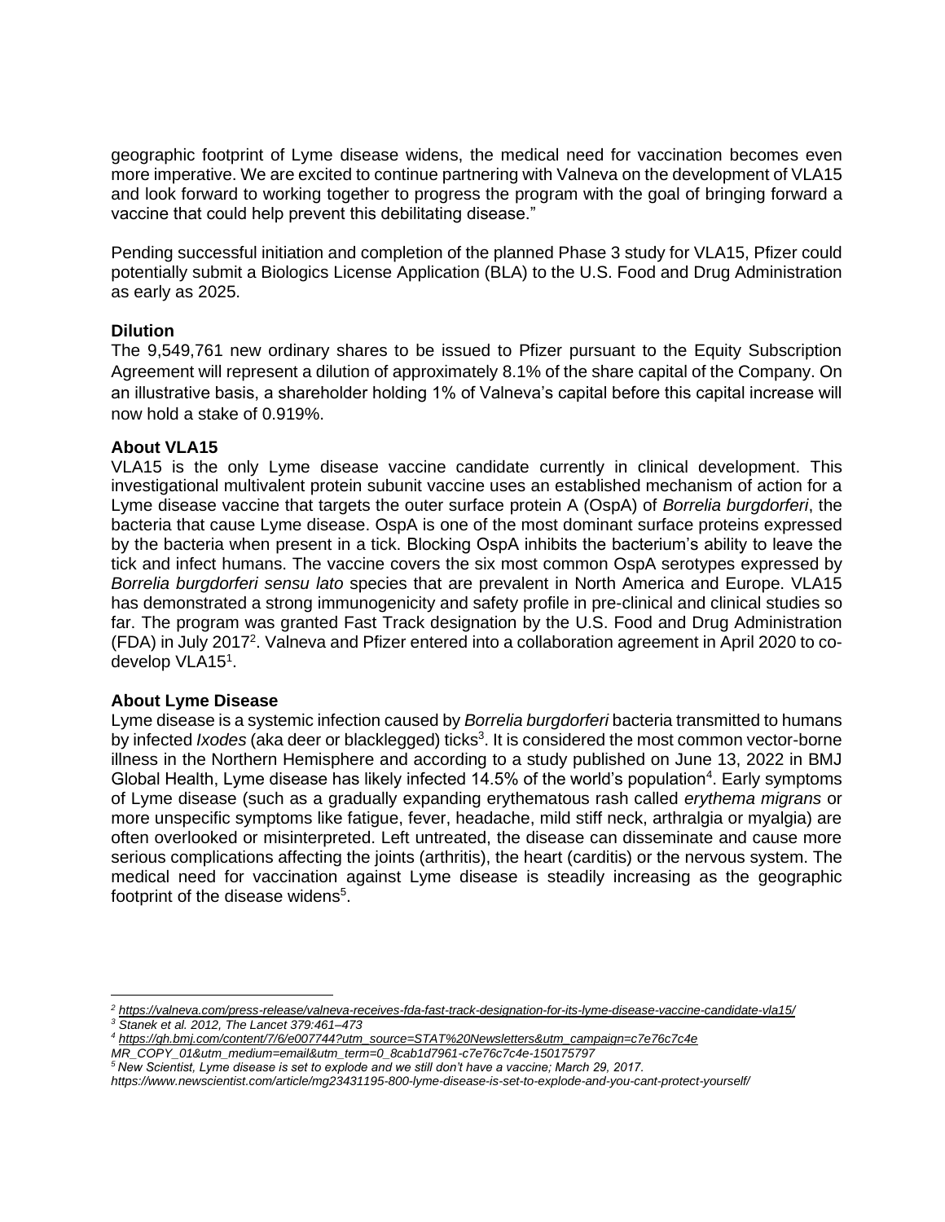geographic footprint of Lyme disease widens, the medical need for vaccination becomes even more imperative. We are excited to continue partnering with Valneva on the development of VLA15 and look forward to working together to progress the program with the goal of bringing forward a vaccine that could help prevent this debilitating disease."

Pending successful initiation and completion of the planned Phase 3 study for VLA15, Pfizer could potentially submit a Biologics License Application (BLA) to the U.S. Food and Drug Administration as early as 2025.

**Dilution**

The 9,549,761 new ordinary shares to be issued to Pfizer pursuant to the Equity Subscription Agreement will represent a dilution of approximately 8.1% of the share capital of the Company. On an illustrative basis, a shareholder holding 1% of Valneva's capital before this capital increase will now hold a stake of 0.919%.

**About VLA15**

VLA15 is the only Lyme disease vaccine candidate currently in clinical development. This investigational multivalent protein subunit vaccine uses an established mechanism of action for a Lyme disease vaccine that targets the outer surface protein A (OspA) of *Borrelia burgdorferi*, the bacteria that cause Lyme disease. OspA is one of the most dominant surface proteins expressed by the bacteria when present in a tick. Blocking OspA inhibits the bacterium's ability to leave the tick and infect humans. The vaccine covers the six most common OspA serotypes expressed by *Borrelia burgdorferi sensu lato* species that are prevalent in North America and Europe. VLA15 has demonstrated a strong immunogenicity and safety profile in pre-clinical and clinical studies so far. The program was granted Fast Track designation by the U.S. Food and Drug Administration (FDA) in July 2017[2]. Valneva and Pfizer entered into a collaboration agreement in April 2020 to co-develop VLA15[1].

**About Lyme Disease**

Lyme disease is a systemic infection caused by *Borrelia burgdorferi* bacteria transmitted to humans by infected *Ixodes* (aka deer or blacklegged) ticks[3]. It is considered the most common vector-borne illness in the Northern Hemisphere and according to a study published on June 13, 2022 in BMJ Global Health, Lyme disease has likely infected 14.5% of the world's population[4]. Early symptoms of Lyme disease (such as a gradually expanding erythematous rash called *erythema migrans* or more unspecific symptoms like fatigue, fever, headache, mild stiff neck, arthralgia or myalgia) are often overlooked or misinterpreted. Left untreated, the disease can disseminate and cause more serious complications affecting the joints (arthritis), the heart (carditis) or the nervous system. The medical need for vaccination against Lyme disease is steadily increasing as the geographic footprint of the disease widens[5].

---

[2] https://valneva.com/press-release/valneva-receives-fda-fast-track-designation-for-its-lyme-disease-vaccine-candidate-vla15/

[3] Stanek et al. 2012, The Lancet 379:461–473

[4] https://gh.bmj.com/content/7/6/e007744?utm_source=STAT%20Newsletters&utm_campaign=c7e76c7c4e MR_COPY_01&utm_medium=email&utm_term=0_8cab1d7961-c7e76c7c4e-150175797

[5] *New Scientist, Lyme disease is set to explode and we still don't have a vaccine; March 29, 2017. https://www.newscientist.com/article/mg23431195-800-lyme-disease-is-set-to-explode-and-you-cant-protect-yourself/*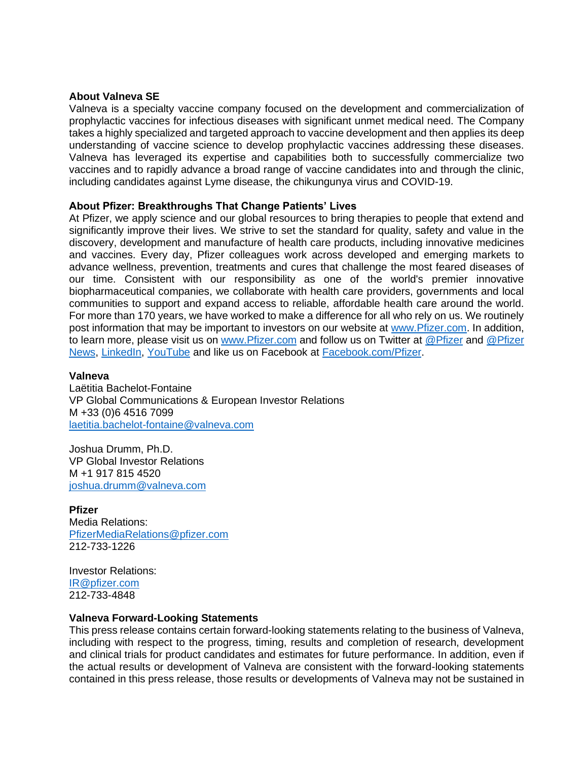**About Valneva SE**

Valneva is a specialty vaccine company focused on the development and commercialization of prophylactic vaccines for infectious diseases with significant unmet medical need. The Company takes a highly specialized and targeted approach to vaccine development and then applies its deep understanding of vaccine science to develop prophylactic vaccines addressing these diseases. Valneva has leveraged its expertise and capabilities both to successfully commercialize two vaccines and to rapidly advance a broad range of vaccine candidates into and through the clinic, including candidates against Lyme disease, the chikungunya virus and COVID-19.

**About Pfizer: Breakthroughs That Change Patients' Lives**

At Pfizer, we apply science and our global resources to bring therapies to people that extend and significantly improve their lives. We strive to set the standard for quality, safety and value in the discovery, development and manufacture of health care products, including innovative medicines and vaccines. Every day, Pfizer colleagues work across developed and emerging markets to advance wellness, prevention, treatments and cures that challenge the most feared diseases of our time. Consistent with our responsibility as one of the world's premier innovative biopharmaceutical companies, we collaborate with health care providers, governments and local communities to support and expand access to reliable, affordable health care around the world. For more than 170 years, we have worked to make a difference for all who rely on us. We routinely post information that may be important to investors on our website at [www.Pfizer.com](www.Pfizer.com). In addition, to learn more, please visit us on [www.Pfizer.com](www.Pfizer.com) and follow us on Twitter at @Pfizer and @Pfizer News, LinkedIn, YouTube and like us on Facebook at Facebook.com/Pfizer.

**Valneva**

Laëtitia Bachelot-Fontaine
VP Global Communications & European Investor Relations
M +33 (0)6 4516 7099
laetitia.bachelot-fontaine@valneva.com

Joshua Drumm, Ph.D.
VP Global Investor Relations
M +1 917 815 4520
joshua.drumm@valneva.com

**Pfizer**

Media Relations:
PfizerMediaRelations@pfizer.com
212-733-1226

Investor Relations:
IR@pfizer.com
212-733-4848

**Valneva Forward-Looking Statements**

This press release contains certain forward-looking statements relating to the business of Valneva, including with respect to the progress, timing, results and completion of research, development and clinical trials for product candidates and estimates for future performance. In addition, even if the actual results or development of Valneva are consistent with the forward-looking statements contained in this press release, those results or developments of Valneva may not be sustained in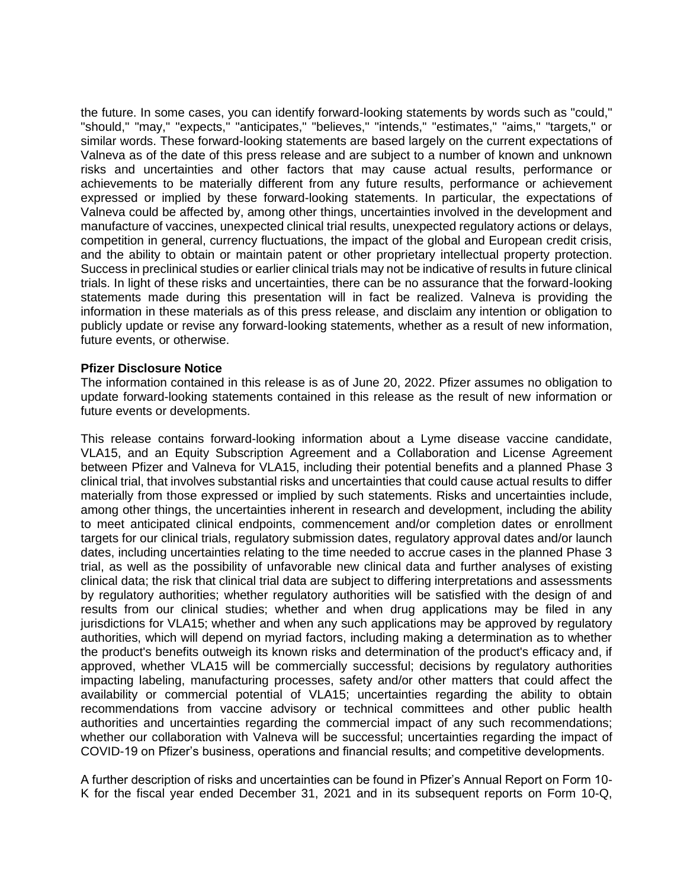the future. In some cases, you can identify forward-looking statements by words such as "could," "should," "may," "expects," "anticipates," "believes," "intends," "estimates," "aims," "targets," or similar words. These forward-looking statements are based largely on the current expectations of Valneva as of the date of this press release and are subject to a number of known and unknown risks and uncertainties and other factors that may cause actual results, performance or achievements to be materially different from any future results, performance or achievement expressed or implied by these forward-looking statements. In particular, the expectations of Valneva could be affected by, among other things, uncertainties involved in the development and manufacture of vaccines, unexpected clinical trial results, unexpected regulatory actions or delays, competition in general, currency fluctuations, the impact of the global and European credit crisis, and the ability to obtain or maintain patent or other proprietary intellectual property protection. Success in preclinical studies or earlier clinical trials may not be indicative of results in future clinical trials. In light of these risks and uncertainties, there can be no assurance that the forward-looking statements made during this presentation will in fact be realized. Valneva is providing the information in these materials as of this press release, and disclaim any intention or obligation to publicly update or revise any forward-looking statements, whether as a result of new information, future events, or otherwise.

**Pfizer Disclosure Notice**

The information contained in this release is as of June 20, 2022. Pfizer assumes no obligation to update forward-looking statements contained in this release as the result of new information or future events or developments.

This release contains forward-looking information about a Lyme disease vaccine candidate, VLA15, and an Equity Subscription Agreement and a Collaboration and License Agreement between Pfizer and Valneva for VLA15, including their potential benefits and a planned Phase 3 clinical trial, that involves substantial risks and uncertainties that could cause actual results to differ materially from those expressed or implied by such statements. Risks and uncertainties include, among other things, the uncertainties inherent in research and development, including the ability to meet anticipated clinical endpoints, commencement and/or completion dates or enrollment targets for our clinical trials, regulatory submission dates, regulatory approval dates and/or launch dates, including uncertainties relating to the time needed to accrue cases in the planned Phase 3 trial, as well as the possibility of unfavorable new clinical data and further analyses of existing clinical data; the risk that clinical trial data are subject to differing interpretations and assessments by regulatory authorities; whether regulatory authorities will be satisfied with the design of and results from our clinical studies; whether and when drug applications may be filed in any jurisdictions for VLA15; whether and when any such applications may be approved by regulatory authorities, which will depend on myriad factors, including making a determination as to whether the product's benefits outweigh its known risks and determination of the product's efficacy and, if approved, whether VLA15 will be commercially successful; decisions by regulatory authorities impacting labeling, manufacturing processes, safety and/or other matters that could affect the availability or commercial potential of VLA15; uncertainties regarding the ability to obtain recommendations from vaccine advisory or technical committees and other public health authorities and uncertainties regarding the commercial impact of any such recommendations; whether our collaboration with Valneva will be successful; uncertainties regarding the impact of COVID-19 on Pfizer's business, operations and financial results; and competitive developments.

A further description of risks and uncertainties can be found in Pfizer's Annual Report on Form 10-K for the fiscal year ended December 31, 2021 and in its subsequent reports on Form 10-Q,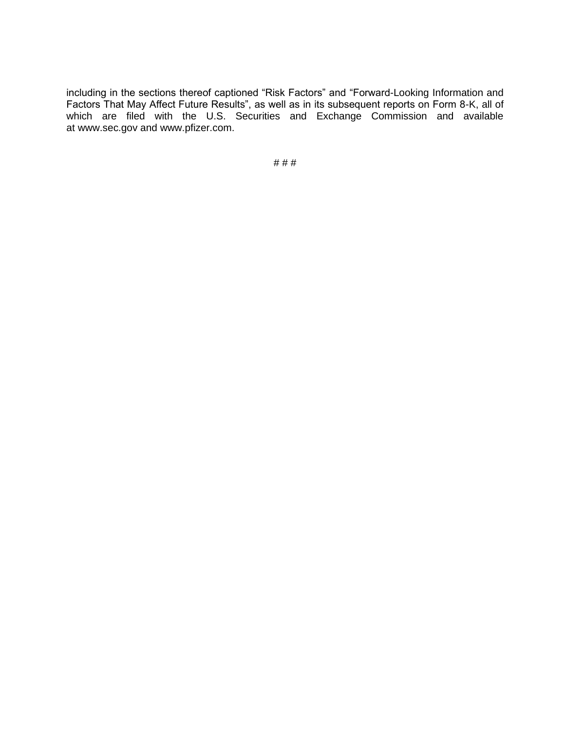including in the sections thereof captioned "Risk Factors" and "Forward-Looking Information and Factors That May Affect Future Results", as well as in its subsequent reports on Form 8-K, all of which are filed with the U.S. Securities and Exchange Commission and available at www.sec.gov and www.pfizer.com.

# # #